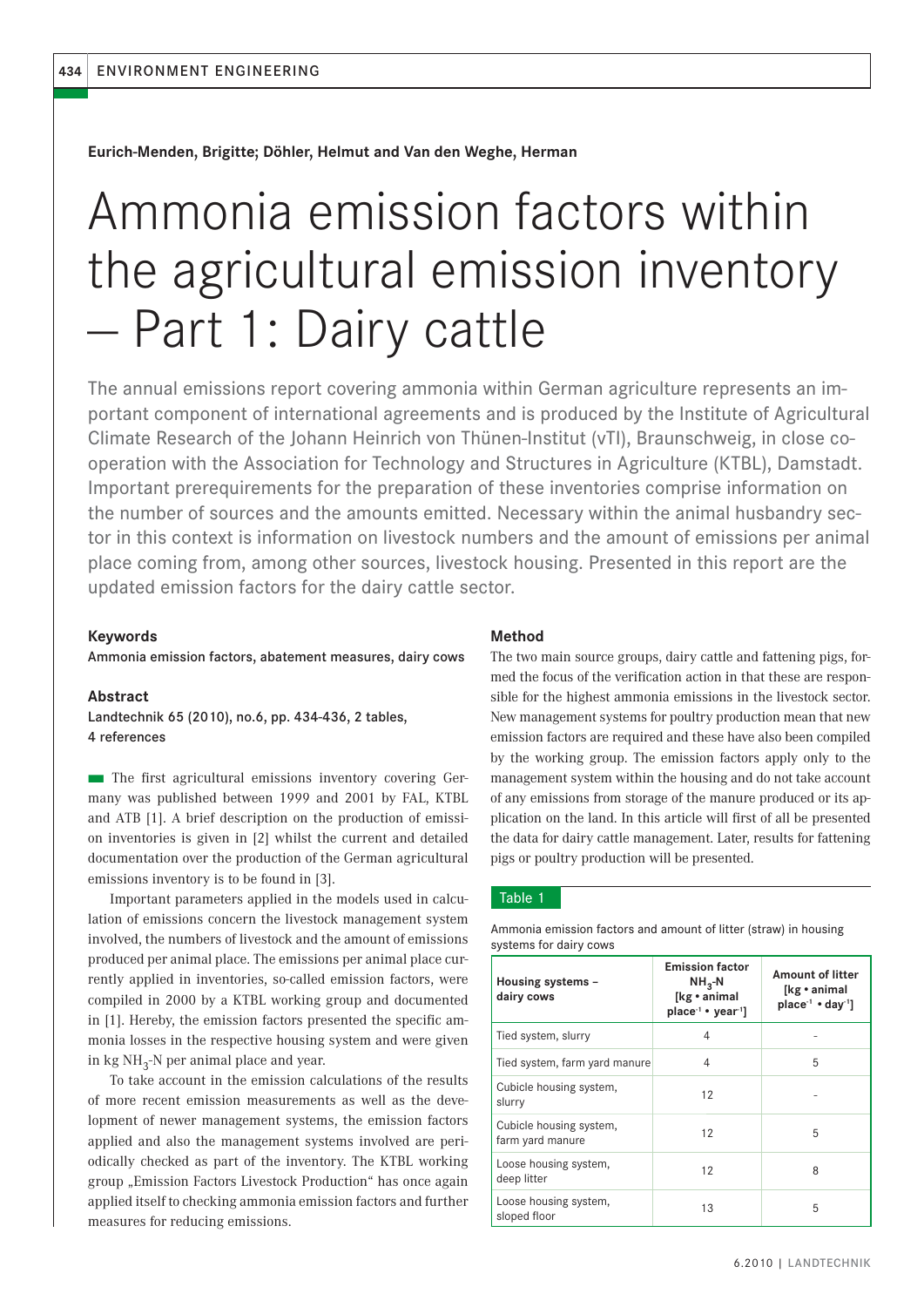Eurich-Menden, Brigitte; Döhler, Helmut and Van den Weghe, Herman

# Ammonia emission factors within the agricultural emission inventory – Part 1: Dairy cattle

The annual emissions report covering ammonia within German agriculture represents an important component of international agreements and is produced by the Institute of Agricultural Climate Research of the Johann Heinrich von Thünen-Institut (vTI), Braunschweig, in close cooperation with the Association for Technology and Structures in Agriculture (KTBL), Damstadt. Important prerequirements for the preparation of these inventories comprise information on the number of sources and the amounts emitted. Necessary within the animal husbandry sector in this context is information on livestock numbers and the amount of emissions per animal place coming from, among other sources, livestock housing. Presented in this report are the updated emission factors for the dairy cattle sector.

### Keywords

Ammonia emission factors, abatement measures, dairy cows

### Abstract

Landtechnik 65 (2010), no.6, pp. 434-436, 2 tables, 4 references

The first agricultural emissions inventory covering Germany was published between 1999 and 2001 by FAL, KTBL and ATB [1]. A brief description on the production of emission inventories is given in [2] whilst the current and detailed documentation over the production of the German agricultural emissions inventory is to be found in [3].

Important parameters applied in the models used in calculation of emissions concern the livestock management system involved, the numbers of livestock and the amount of emissions produced per animal place. The emissions per animal place currently applied in inventories, so-called emission factors, were compiled in 2000 by a KTBL working group and documented in [1]. Hereby, the emission factors presented the specific ammonia losses in the respective housing system and were given in kg $NH_3$-N per animal place and year.

To take account in the emission calculations of the results of more recent emission measurements as well as the development of newer management systems, the emission factors applied and also the management systems involved are periodically checked as part of the inventory. The KTBL working group „Emission Factors Livestock Production" has once again applied itself to checking ammonia emission factors and further measures for reducing emissions.

### Method

The two main source groups, dairy cattle and fattening pigs, formed the focus of the verification action in that these are responsible for the highest ammonia emissions in the livestock sector. New management systems for poultry production mean that new emission factors are required and these have also been compiled by the working group. The emission factors apply only to the management system within the housing and do not take account of any emissions from storage of the manure produced or its application on the land. In this article will first of all be presented the data for dairy cattle management. Later, results for fattening pigs or poultry production will be presented.

Table 1

Ammonia emission factors and amount of litter (straw) in housing systems for dairy cows

| Housing systems – dairy cows | Emission factor $NH_3$-N [kg • animal place$^{-1}$ • year$^{-1}$] | Amount of litter [kg • animal place$^{-1}$ • day$^{-1}$] |
|---|---|---|
| Tied system, slurry | 4 | - |
| Tied system, farm yard manure | 4 | 5 |
| Cubicle housing system, slurry | 12 | - |
| Cubicle housing system, farm yard manure | 12 | 5 |
| Loose housing system, deep litter | 12 | 8 |
| Loose housing system, sloped floor | 13 | 5 |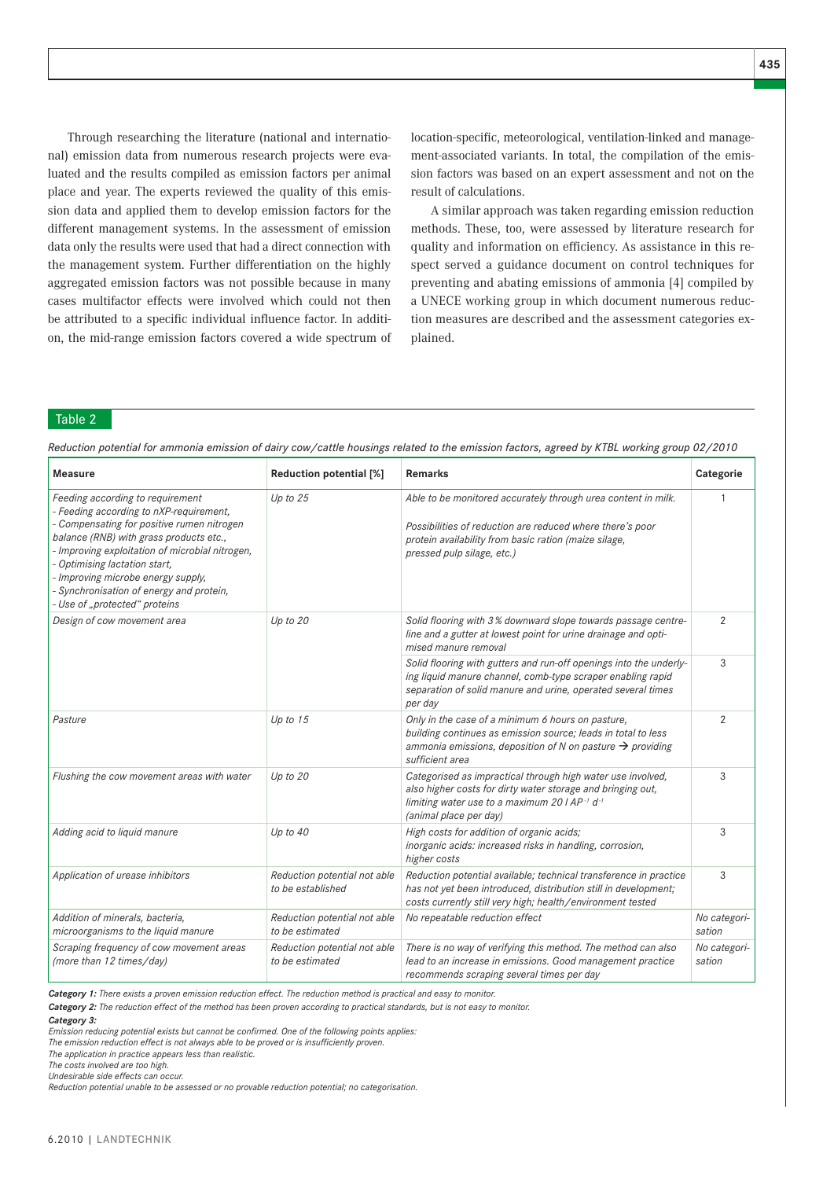Through researching the literature (national and international) emission data from numerous research projects were evaluated and the results compiled as emission factors per animal place and year. The experts reviewed the quality of this emission data and applied them to develop emission factors for the different management systems. In the assessment of emission data only the results were used that had a direct connection with the management system. Further differentiation on the highly aggregated emission factors was not possible because in many cases multifactor effects were involved which could not then be attributed to a specific individual influence factor. In addition, the mid-range emission factors covered a wide spectrum of location-specific, meteorological, ventilation-linked and management-associated variants. In total, the compilation of the emission factors was based on an expert assessment and not on the result of calculations.

A similar approach was taken regarding emission reduction methods. These, too, were assessed by literature research for quality and information on efficiency. As assistance in this respect served a guidance document on control techniques for preventing and abating emissions of ammonia [4] compiled by a UNECE working group in which document numerous reduction measures are described and the assessment categories explained.

Table 2

*Reduction potential for ammonia emission of dairy cow/cattle housings related to the emission factors, agreed by KTBL working group 02/2010*

| Measure | Reduction potential [%] | Remarks | Categorie |
|---|---|---|---|
| *Feeding according to requirement*<br>*- Feeding according to nXP-requirement,*<br>*- Compensating for positive rumen nitrogen balance (RNB) with grass products etc.,*<br>*- Improving exploitation of microbial nitrogen,*<br>*- Optimising lactation start,*<br>*- Improving microbe energy supply,*<br>*- Synchronisation of energy and protein,*<br>*- Use of „protected" proteins* | *Up to 25* | *Able to be monitored accurately through urea content in milk.*<br><br>*Possibilities of reduction are reduced where there's poor protein availability from basic ration (maize silage, pressed pulp silage, etc.)* | 1 |
| *Design of cow movement area* | *Up to 20* | *Solid flooring with 3 % downward slope towards passage centre-line and a gutter at lowest point for urine drainage and optimised manure removal* | 2 |
| | | *Solid flooring with gutters and run-off openings into the underlying liquid manure channel, comb-type scraper enabling rapid separation of solid manure and urine, operated several times per day* | 3 |
| *Pasture* | *Up to 15* | *Only in the case of a minimum 6 hours on pasture, building continues as emission source; leads in total to less ammonia emissions, deposition of N on pasture → providing sufficient area* | 2 |
| *Flushing the cow movement areas with water* | *Up to 20* | *Categorised as impractical through high water use involved, also higher costs for dirty water storage and bringing out, limiting water use to a maximum 20 l $AP^{-1}$ $d^{-1}$ (animal place per day)* | 3 |
| *Adding acid to liquid manure* | *Up to 40* | *High costs for addition of organic acids; inorganic acids: increased risks in handling, corrosion, higher costs* | 3 |
| *Application of urease inhibitors* | *Reduction potential not able to be established* | *Reduction potential available; technical transference in practice has not yet been introduced, distribution still in development; costs currently still very high; health/environment tested* | 3 |
| *Addition of minerals, bacteria, microorganisms to the liquid manure* | *Reduction potential not able to be estimated* | *No repeatable reduction effect* | *No categorisation* |
| *Scraping frequency of cow movement areas (more than 12 times/day)* | *Reduction potential not able to be estimated* | *There is no way of verifying this method. The method can also lead to an increase in emissions. Good management practice recommends scraping several times per day* | *No categorisation* |

***Category 1:*** *There exists a proven emission reduction effect. The reduction method is practical and easy to monitor.*
***Category 2:*** *The reduction effect of the method has been proven according to practical standards, but is not easy to monitor.*
***Category 3:***
*Emission reducing potential exists but cannot be confirmed. One of the following points applies:*
*The emission reduction effect is not always able to be proved or is insufficiently proven.*
*The application in practice appears less than realistic.*
*The costs involved are too high.*
*Undesirable side effects can occur.*
*Reduction potential unable to be assessed or no provable reduction potential; no categorisation.*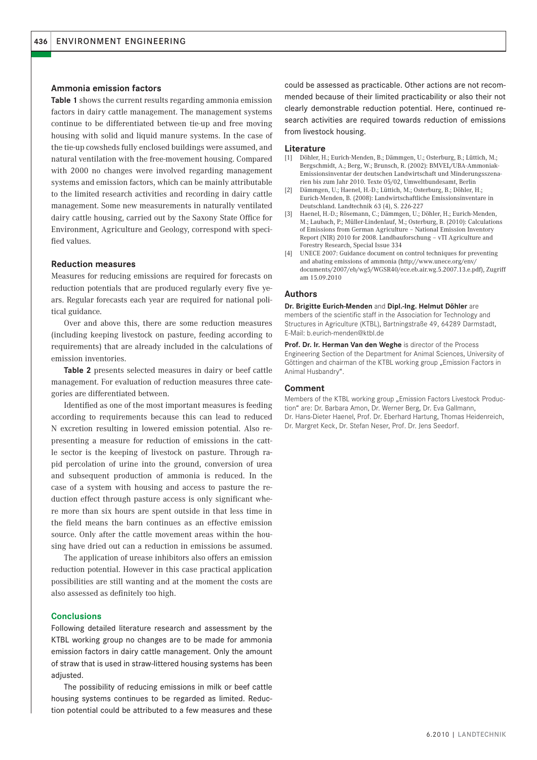## Ammonia emission factors

**Table 1** shows the current results regarding ammonia emission factors in dairy cattle management. The management systems continue to be differentiated between tie-up and free moving housing with solid and liquid manure systems. In the case of the tie-up cowsheds fully enclosed buildings were assumed, and natural ventilation with the free-movement housing. Compared with 2000 no changes were involved regarding management systems and emission factors, which can be mainly attributable to the limited research activities and recording in dairy cattle management. Some new measurements in naturally ventilated dairy cattle housing, carried out by the Saxony State Office for Environment, Agriculture and Geology, correspond with specified values.

## Reduction measures

Measures for reducing emissions are required for forecasts on reduction potentials that are produced regularly every five years. Regular forecasts each year are required for national political guidance.

Over and above this, there are some reduction measures (including keeping livestock on pasture, feeding according to requirements) that are already included in the calculations of emission inventories.

**Table 2** presents selected measures in dairy or beef cattle management. For evaluation of reduction measures three categories are differentiated between.

Identified as one of the most important measures is feeding according to requirements because this can lead to reduced N excretion resulting in lowered emission potential. Also representing a measure for reduction of emissions in the cattle sector is the keeping of livestock on pasture. Through rapid percolation of urine into the ground, conversion of urea and subsequent production of ammonia is reduced. In the case of a system with housing and access to pasture the reduction effect through pasture access is only significant where more than six hours are spent outside in that less time in the field means the barn continues as an effective emission source. Only after the cattle movement areas within the housing have dried out can a reduction in emissions be assumed.

The application of urease inhibitors also offers an emission reduction potential. However in this case practical application possibilities are still wanting and at the moment the costs are also assessed as definitely too high.

## Conclusions

Following detailed literature research and assessment by the KTBL working group no changes are to be made for ammonia emission factors in dairy cattle management. Only the amount of straw that is used in straw-littered housing systems has been adjusted.

The possibility of reducing emissions in milk or beef cattle housing systems continues to be regarded as limited. Reduction potential could be attributed to a few measures and these could be assessed as practicable. Other actions are not recommended because of their limited practicability or also their not clearly demonstrable reduction potential. Here, continued research activities are required towards reduction of emissions from livestock housing.

## Literature

[1] Döhler, H.; Eurich-Menden, B.; Dämmgen, U.; Osterburg, B.; Lüttich, M.; Bergschmidt, A.; Berg, W.; Brunsch, R. (2002): BMVEL/UBA-Ammoniak-Emissionsinventar der deutschen Landwirtschaft und Minderungsszenarien bis zum Jahr 2010. Texte 05/02, Umweltbundesamt, Berlin

[2] Dämmgen, U.; Haenel, H.-D.; Lüttich, M.; Osterburg, B.; Döhler, H.; Eurich-Menden, B. (2008): Landwirtschaftliche Emissionsinventare in Deutschland. Landtechnik 63 (4), S. 226-227

[3] Haenel, H.-D.; Rösemann, C.; Dämmgen, U.; Döhler, H.; Eurich-Menden, M.; Laubach, P.; Müller-Lindenlauf, M.; Osterburg, B. (2010): Calculations of Emissions from German Agriculture – National Emission Inventory Report (NIR) 2010 for 2008. Landbauforschung – vTI Agriculture and Forestry Research, Special Issue 334

[4] UNECE 2007: Guidance document on control techniques for preventing and abating emissions of ammonia (http://www.unece.org/env/documents/2007/eb/wg5/WGSR40/ece.eb.air.wg.5.2007.13.e.pdf), Zugriff am 15.09.2010

## Authors

**Dr. Brigitte Eurich-Menden** and **Dipl.-Ing. Helmut Döhler** are members of the scientific staff in the Association for Technology and Structures in Agriculture (KTBL), Bartningstraße 49, 64289 Darmstadt, E-Mail: b.eurich-menden@ktbl.de

**Prof. Dr. Ir. Herman Van den Weghe** is director of the Process Engineering Section of the Department for Animal Sciences, University of Göttingen and chairman of the KTBL working group „Emission Factors in Animal Husbandry".

## Comment

Members of the KTBL working group „Emission Factors Livestock Production" are: Dr. Barbara Amon, Dr. Werner Berg, Dr. Eva Gallmann, Dr. Hans-Dieter Haenel, Prof. Dr. Eberhard Hartung, Thomas Heidenreich, Dr. Margret Keck, Dr. Stefan Neser, Prof. Dr. Jens Seedorf.